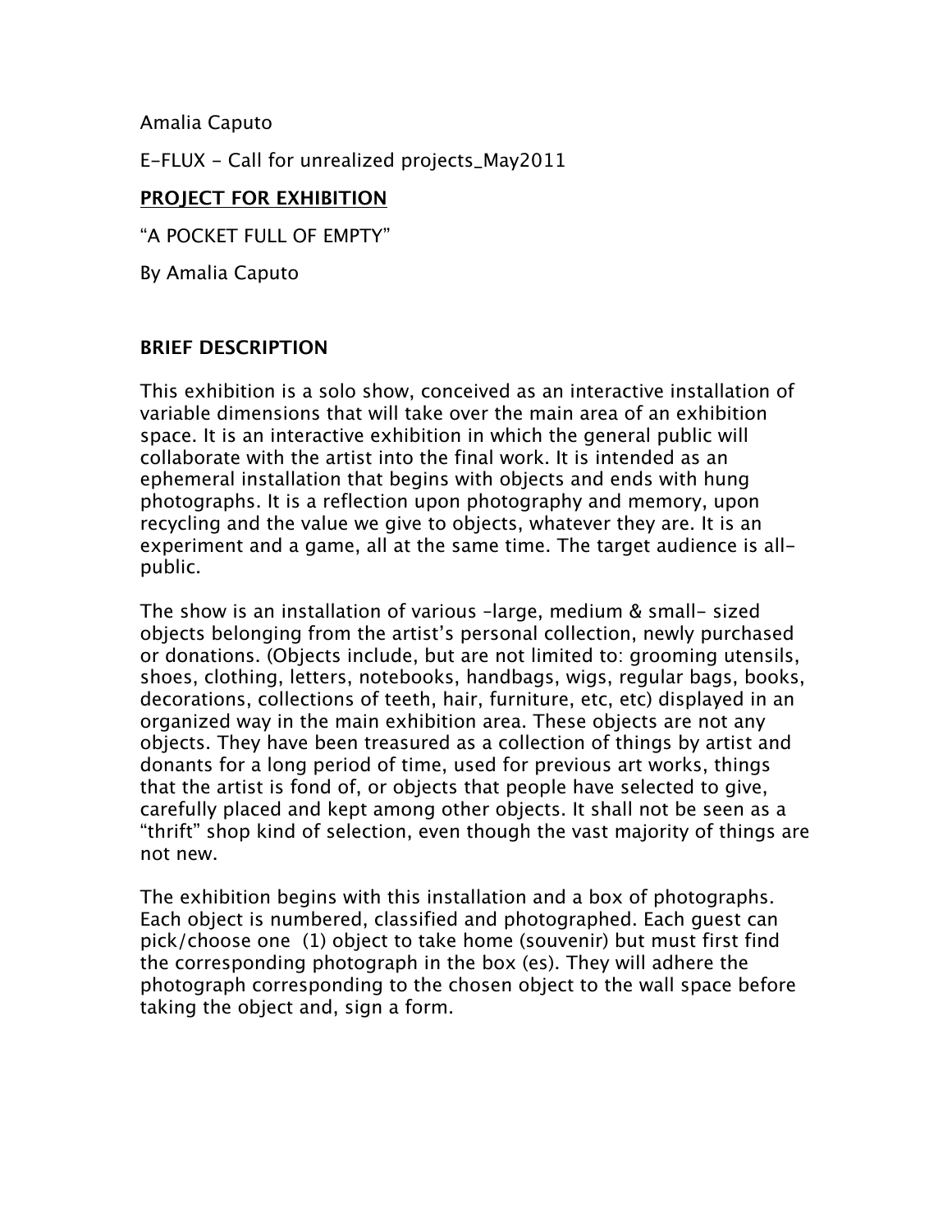Amalia Caputo

E-FLUX - Call for unrealized projects_May2011

**PROJECT FOR EXHIBITION**

"A POCKET FULL OF EMPTY"

By Amalia Caputo

**BRIEF DESCRIPTION**

This exhibition is a solo show, conceived as an interactive installation of variable dimensions that will take over the main area of an exhibition space. It is an interactive exhibition in which the general public will collaborate with the artist into the final work. It is intended as an ephemeral installation that begins with objects and ends with hung photographs. It is a reflection upon photography and memory, upon recycling and the value we give to objects, whatever they are. It is an experiment and a game, all at the same time. The target audience is all-public.

The show is an installation of various –large, medium & small- sized objects belonging from the artist's personal collection, newly purchased or donations. (Objects include, but are not limited to: grooming utensils, shoes, clothing, letters, notebooks, handbags, wigs, regular bags, books, decorations, collections of teeth, hair, furniture, etc, etc) displayed in an organized way in the main exhibition area. These objects are not any objects. They have been treasured as a collection of things by artist and donants for a long period of time, used for previous art works, things that the artist is fond of, or objects that people have selected to give, carefully placed and kept among other objects. It shall not be seen as a "thrift" shop kind of selection, even though the vast majority of things are not new.

The exhibition begins with this installation and a box of photographs. Each object is numbered, classified and photographed. Each guest can pick/choose one (1) object to take home (souvenir) but must first find the corresponding photograph in the box (es). They will adhere the photograph corresponding to the chosen object to the wall space before taking the object and, sign a form.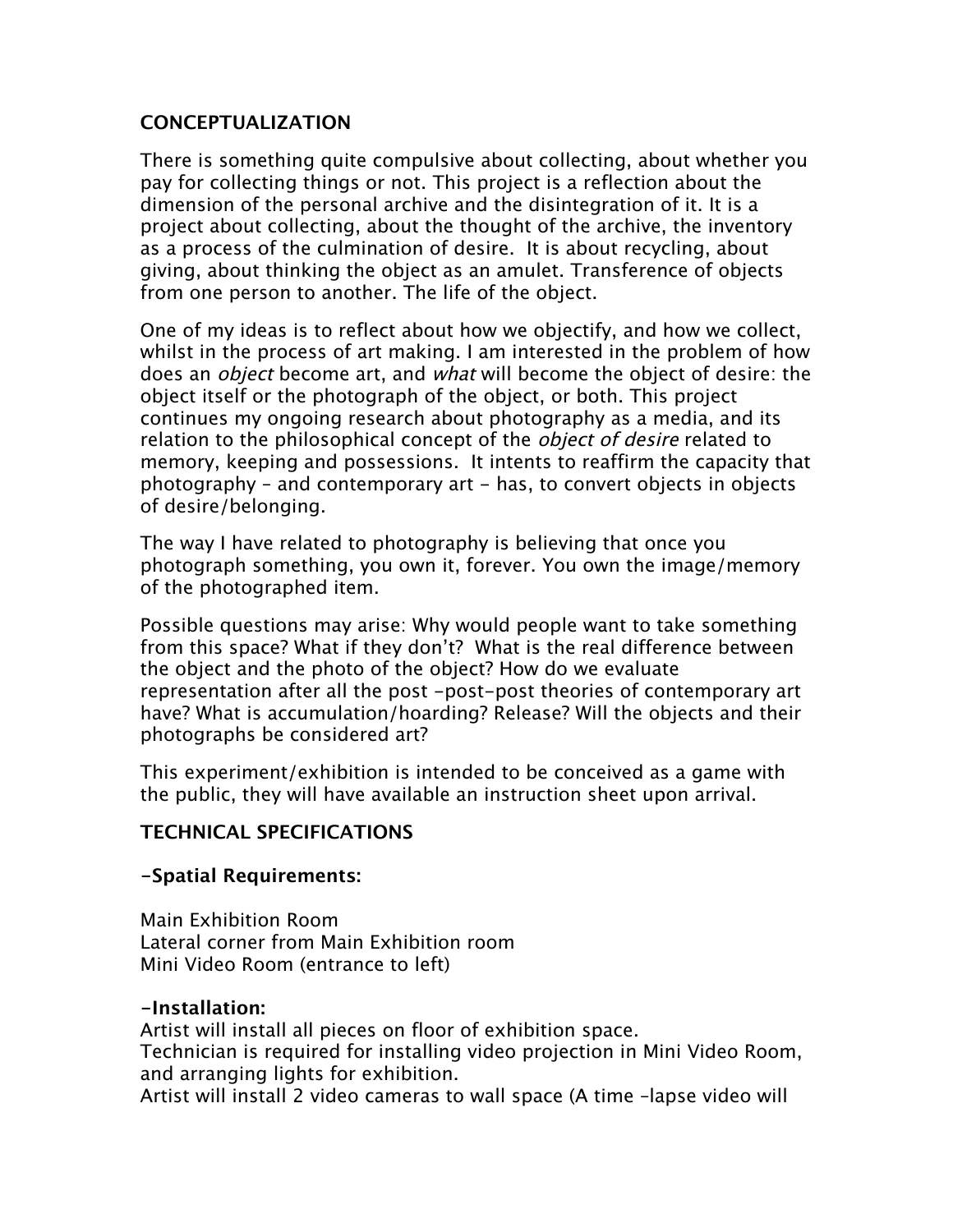## CONCEPTUALIZATION

There is something quite compulsive about collecting, about whether you pay for collecting things or not. This project is a reflection about the dimension of the personal archive and the disintegration of it. It is a project about collecting, about the thought of the archive, the inventory as a process of the culmination of desire. It is about recycling, about giving, about thinking the object as an amulet. Transference of objects from one person to another. The life of the object.

One of my ideas is to reflect about how we objectify, and how we collect, whilst in the process of art making. I am interested in the problem of how does an *object* become art, and *what* will become the object of desire: the object itself or the photograph of the object, or both. This project continues my ongoing research about photography as a media, and its relation to the philosophical concept of the *object of desire* related to memory, keeping and possessions. It intents to reaffirm the capacity that photography – and contemporary art - has, to convert objects in objects of desire/belonging.

The way I have related to photography is believing that once you photograph something, you own it, forever. You own the image/memory of the photographed item.

Possible questions may arise: Why would people want to take something from this space? What if they don't? What is the real difference between the object and the photo of the object? How do we evaluate representation after all the post -post-post theories of contemporary art have? What is accumulation/hoarding? Release? Will the objects and their photographs be considered art?

This experiment/exhibition is intended to be conceived as a game with the public, they will have available an instruction sheet upon arrival.

## TECHNICAL SPECIFICATIONS

### -Spatial Requirements:

Main Exhibition Room
Lateral corner from Main Exhibition room
Mini Video Room (entrance to left)

### -Installation:

Artist will install all pieces on floor of exhibition space.
Technician is required for installing video projection in Mini Video Room, and arranging lights for exhibition.
Artist will install 2 video cameras to wall space (A time –lapse video will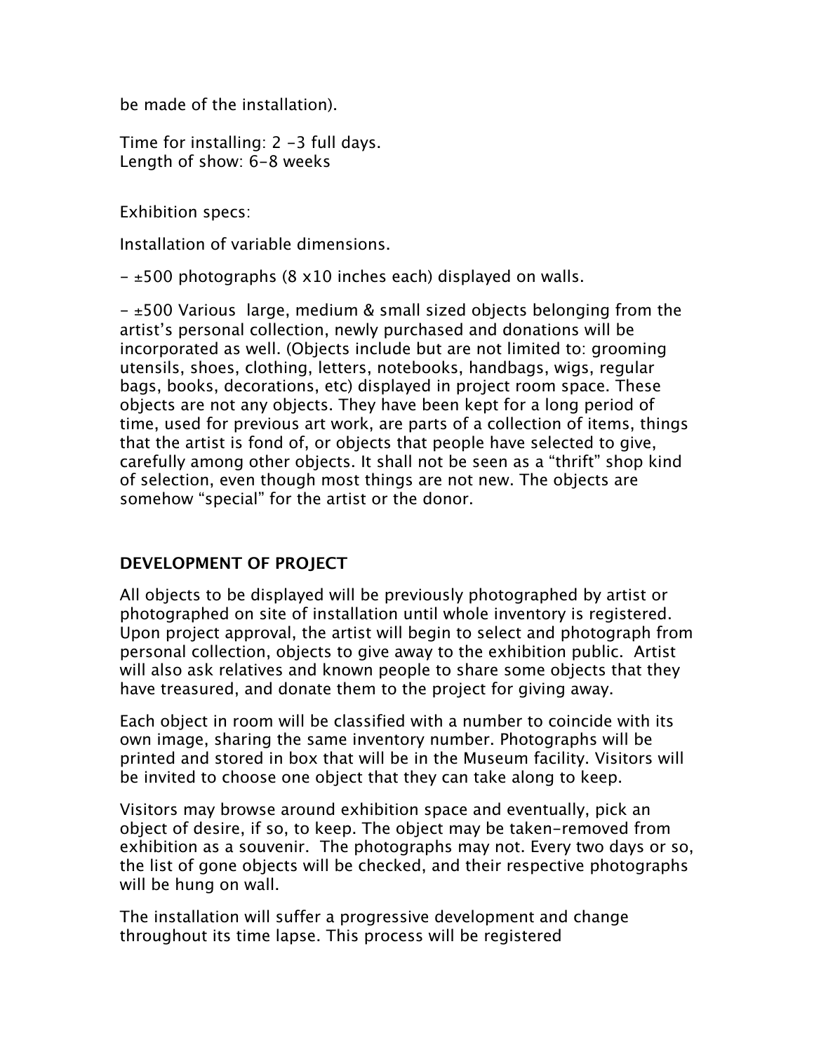be made of the installation).

Time for installing: 2 -3 full days.
Length of show: 6-8 weeks

Exhibition specs:

Installation of variable dimensions.

- ±500 photographs (8 x10 inches each) displayed on walls.

- ±500 Various large, medium & small sized objects belonging from the artist's personal collection, newly purchased and donations will be incorporated as well. (Objects include but are not limited to: grooming utensils, shoes, clothing, letters, notebooks, handbags, wigs, regular bags, books, decorations, etc) displayed in project room space. These objects are not any objects. They have been kept for a long period of time, used for previous art work, are parts of a collection of items, things that the artist is fond of, or objects that people have selected to give, carefully among other objects. It shall not be seen as a "thrift" shop kind of selection, even though most things are not new. The objects are somehow "special" for the artist or the donor.

## DEVELOPMENT OF PROJECT

All objects to be displayed will be previously photographed by artist or photographed on site of installation until whole inventory is registered. Upon project approval, the artist will begin to select and photograph from personal collection, objects to give away to the exhibition public. Artist will also ask relatives and known people to share some objects that they have treasured, and donate them to the project for giving away.

Each object in room will be classified with a number to coincide with its own image, sharing the same inventory number. Photographs will be printed and stored in box that will be in the Museum facility. Visitors will be invited to choose one object that they can take along to keep.

Visitors may browse around exhibition space and eventually, pick an object of desire, if so, to keep. The object may be taken-removed from exhibition as a souvenir. The photographs may not. Every two days or so, the list of gone objects will be checked, and their respective photographs will be hung on wall.

The installation will suffer a progressive development and change throughout its time lapse. This process will be registered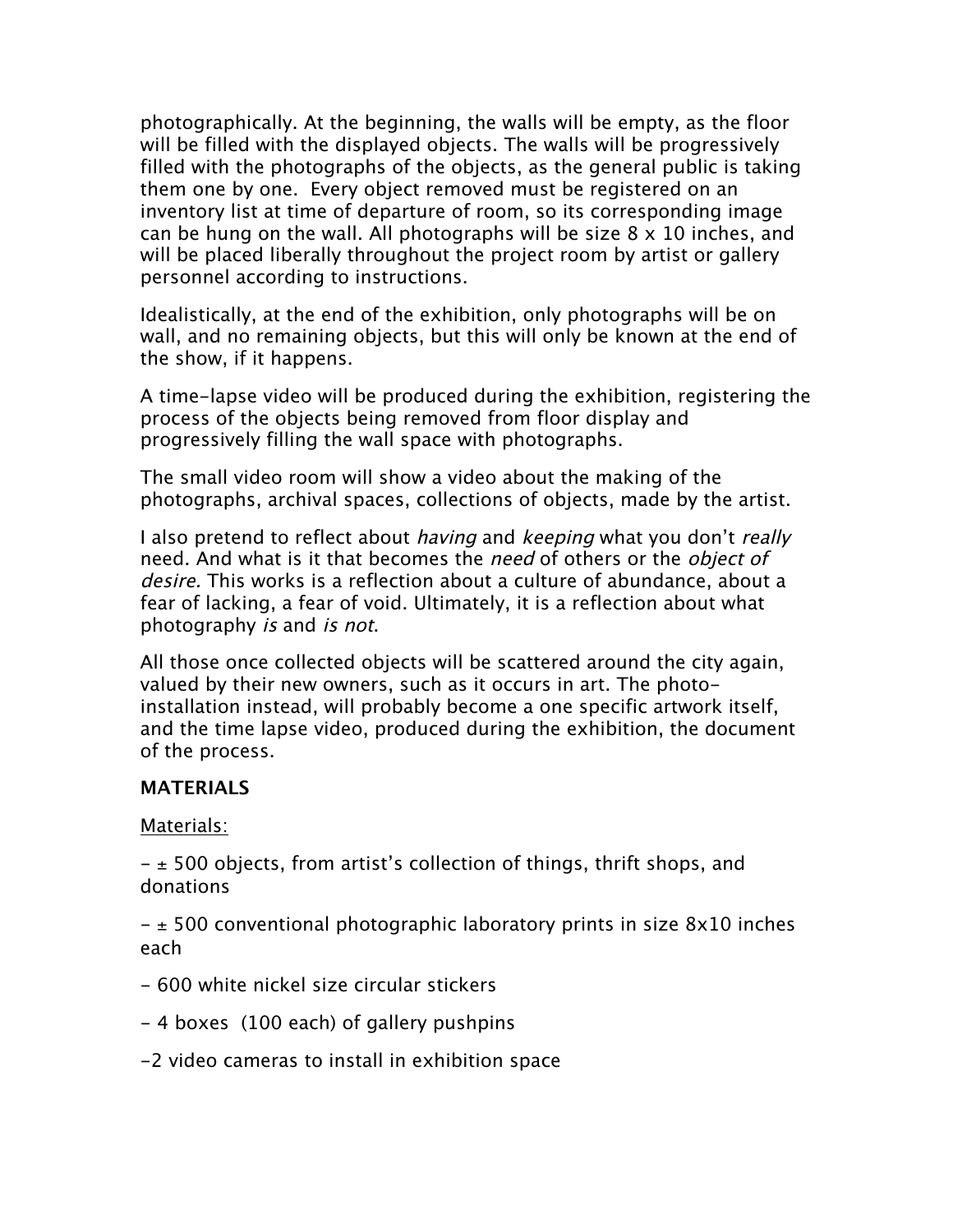photographically. At the beginning, the walls will be empty, as the floor will be filled with the displayed objects. The walls will be progressively filled with the photographs of the objects, as the general public is taking them one by one.  Every object removed must be registered on an inventory list at time of departure of room, so its corresponding image can be hung on the wall. All photographs will be size 8 x 10 inches, and will be placed liberally throughout the project room by artist or gallery personnel according to instructions.

Idealistically, at the end of the exhibition, only photographs will be on wall, and no remaining objects, but this will only be known at the end of the show, if it happens.

A time-lapse video will be produced during the exhibition, registering the process of the objects being removed from floor display and progressively filling the wall space with photographs.

The small video room will show a video about the making of the photographs, archival spaces, collections of objects, made by the artist.

I also pretend to reflect about *having* and *keeping* what you don't *really* need. And what is it that becomes the *need* of others or the *object of desire.* This works is a reflection about a culture of abundance, about a fear of lacking, a fear of void. Ultimately, it is a reflection about what photography *is* and *is not*.

All those once collected objects will be scattered around the city again, valued by their new owners, such as it occurs in art. The photo-installation instead, will probably become a one specific artwork itself, and the time lapse video, produced during the exhibition, the document of the process.

**MATERIALS**

Materials:

- ± 500 objects, from artist's collection of things, thrift shops, and donations

- ± 500 conventional photographic laboratory prints in size 8x10 inches each

- 600 white nickel size circular stickers

- 4 boxes  (100 each) of gallery pushpins

-2 video cameras to install in exhibition space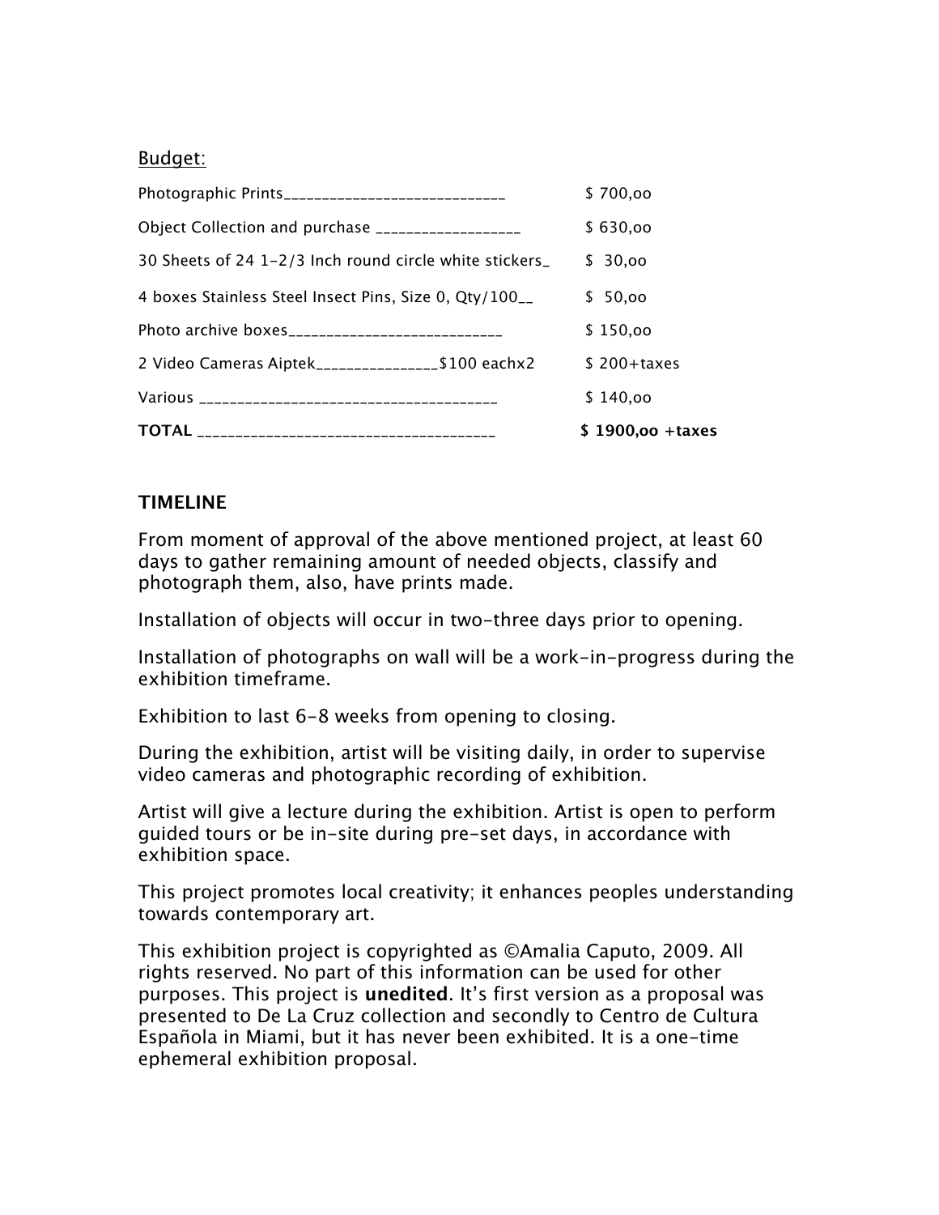Budget:

| Item | Cost |
|---|---|
| Photographic Prints_____________________________ | $ 700,oo |
| Object Collection and purchase ___________________ | $ 630,oo |
| 30 Sheets of 24 1-2/3 Inch round circle white stickers_ | $ 30,oo |
| 4 boxes Stainless Steel Insect Pins, Size 0, Qty/100__ | $ 50,oo |
| Photo archive boxes____________________________ | $ 150,oo |
| 2 Video Cameras Aiptek_______________$100 eachx2 | $ 200+taxes |
| Various _____________________________________ | $ 140,oo |
| **TOTAL** _____________________________________ | **$ 1900,oo +taxes** |

**TIMELINE**

From moment of approval of the above mentioned project, at least 60 days to gather remaining amount of needed objects, classify and photograph them, also, have prints made.

Installation of objects will occur in two-three days prior to opening.

Installation of photographs on wall will be a work-in-progress during the exhibition timeframe.

Exhibition to last 6-8 weeks from opening to closing.

During the exhibition, artist will be visiting daily, in order to supervise video cameras and photographic recording of exhibition.

Artist will give a lecture during the exhibition. Artist is open to perform guided tours or be in-site during pre-set days, in accordance with exhibition space.

This project promotes local creativity; it enhances peoples understanding towards contemporary art.

This exhibition project is copyrighted as ©Amalia Caputo, 2009. All rights reserved. No part of this information can be used for other purposes. This project is **unedited**. It's first version as a proposal was presented to De La Cruz collection and secondly to Centro de Cultura Española in Miami, but it has never been exhibited. It is a one-time ephemeral exhibition proposal.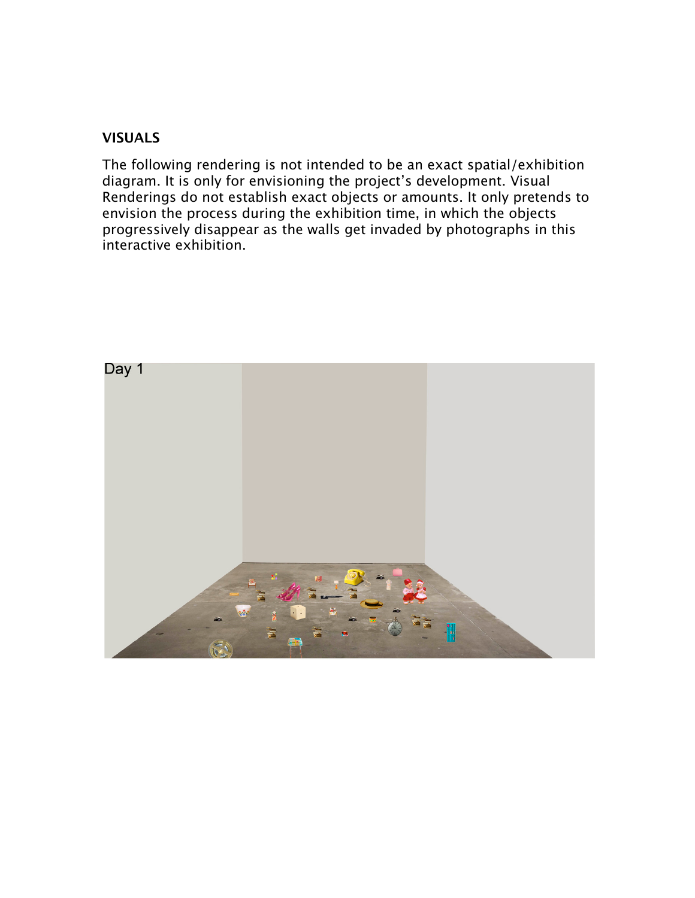## VISUALS

The following rendering is not intended to be an exact spatial/exhibition diagram. It is only for envisioning the project's development. Visual Renderings do not establish exact objects or amounts. It only pretends to envision the process during the exhibition time, in which the objects progressively disappear as the walls get invaded by photographs in this interactive exhibition.

Day 1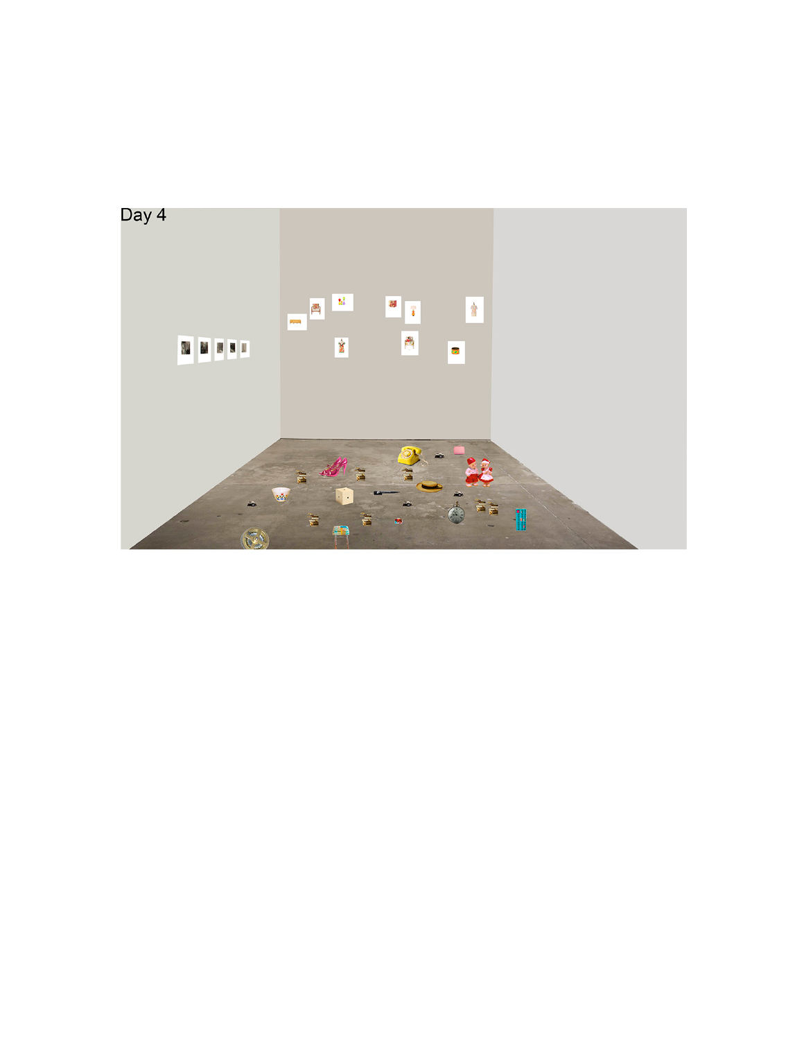Day 4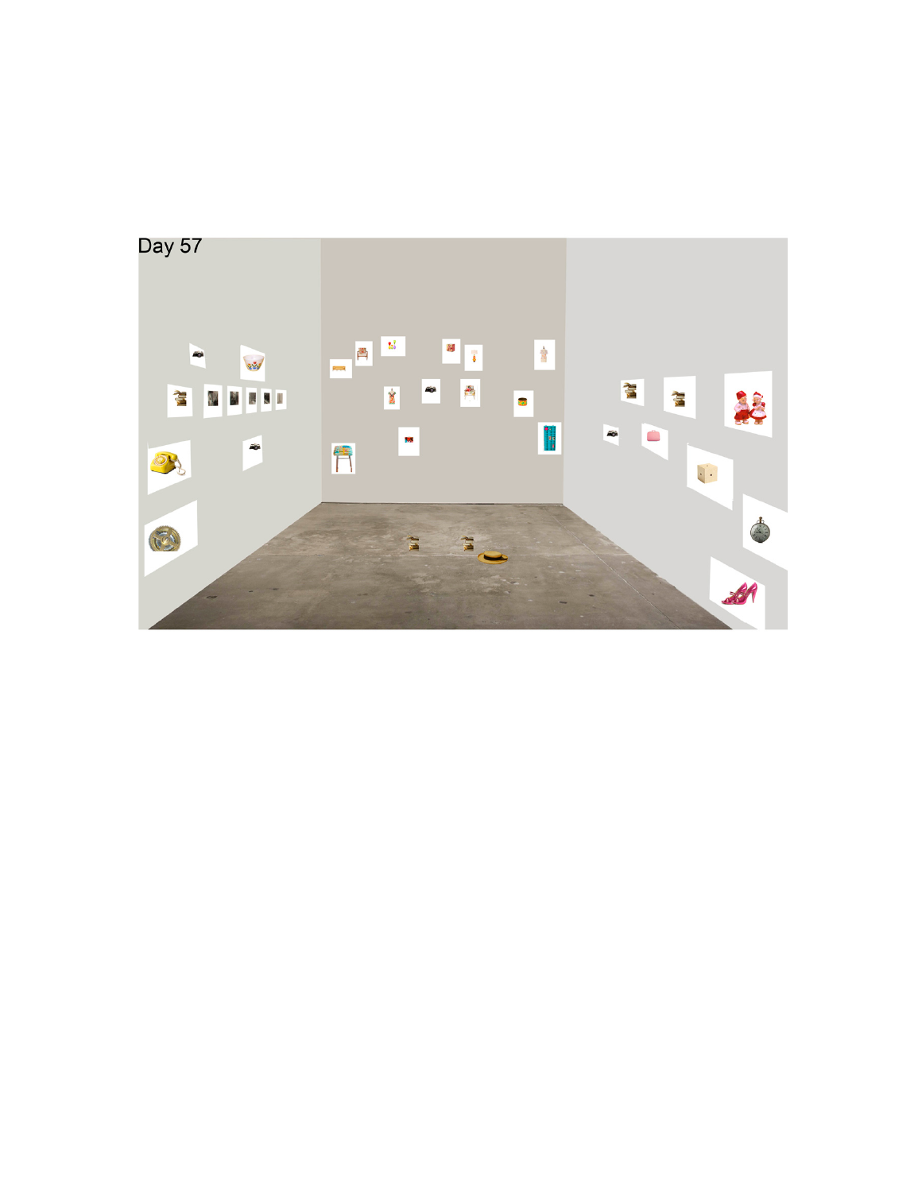Day 57